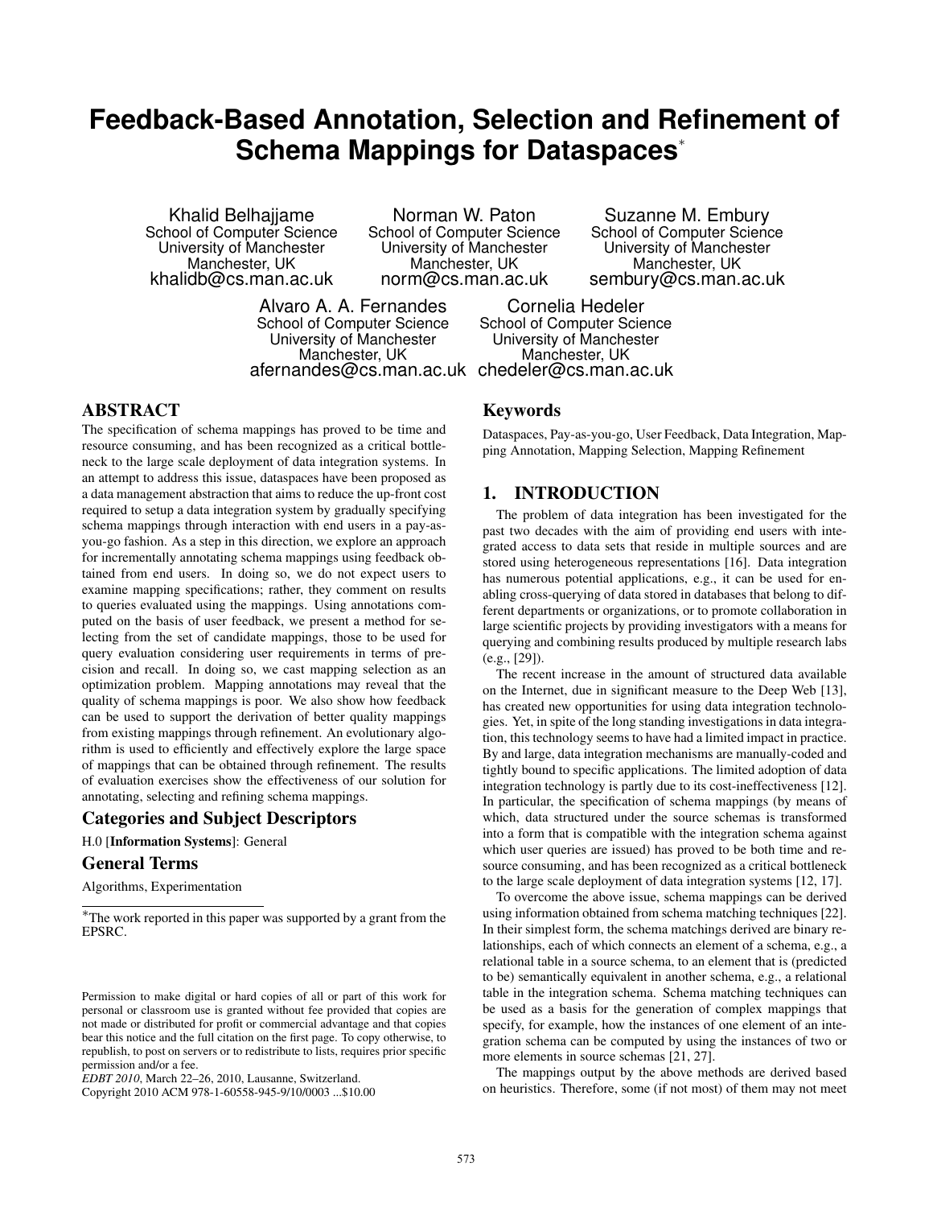# Feedback-Based Annotation, Selection and Refinement of Schema Mappings for Dataspaces*

Khalid Belhajjame
School of Computer Science
University of Manchester
Manchester, UK
khalidb@cs.man.ac.uk

Norman W. Paton
School of Computer Science
University of Manchester
Manchester, UK
norm@cs.man.ac.uk

Suzanne M. Embury
School of Computer Science
University of Manchester
Manchester, UK
sembury@cs.man.ac.uk

Alvaro A. A. Fernandes
School of Computer Science
University of Manchester
Manchester, UK
afernandes@cs.man.ac.uk

Cornelia Hedeler
School of Computer Science
University of Manchester
Manchester, UK
chedeler@cs.man.ac.uk

## ABSTRACT

The specification of schema mappings has proved to be time and resource consuming, and has been recognized as a critical bottleneck to the large scale deployment of data integration systems. In an attempt to address this issue, dataspaces have been proposed as a data management abstraction that aims to reduce the up-front cost required to setup a data integration system by gradually specifying schema mappings through interaction with end users in a pay-as-you-go fashion. As a step in this direction, we explore an approach for incrementally annotating schema mappings using feedback obtained from end users. In doing so, we do not expect users to examine mapping specifications; rather, they comment on results to queries evaluated using the mappings. Using annotations computed on the basis of user feedback, we present a method for selecting from the set of candidate mappings, those to be used for query evaluation considering user requirements in terms of precision and recall. In doing so, we cast mapping selection as an optimization problem. Mapping annotations may reveal that the quality of schema mappings is poor. We also show how feedback can be used to support the derivation of better quality mappings from existing mappings through refinement. An evolutionary algorithm is used to efficiently and effectively explore the large space of mappings that can be obtained through refinement. The results of evaluation exercises show the effectiveness of our solution for annotating, selecting and refining schema mappings.

### Categories and Subject Descriptors

H.0 [**Information Systems**]: General

### General Terms

Algorithms, Experimentation

*The work reported in this paper was supported by a grant from the EPSRC.

Permission to make digital or hard copies of all or part of this work for personal or classroom use is granted without fee provided that copies are not made or distributed for profit or commercial advantage and that copies bear this notice and the full citation on the first page. To copy otherwise, to republish, to post on servers or to redistribute to lists, requires prior specific permission and/or a fee.
*EDBT 2010*, March 22–26, 2010, Lausanne, Switzerland.
Copyright 2010 ACM 978-1-60558-945-9/10/0003 ...$10.00

### Keywords

Dataspaces, Pay-as-you-go, User Feedback, Data Integration, Mapping Annotation, Mapping Selection, Mapping Refinement

## 1. INTRODUCTION

The problem of data integration has been investigated for the past two decades with the aim of providing end users with integrated access to data sets that reside in multiple sources and are stored using heterogeneous representations [16]. Data integration has numerous potential applications, e.g., it can be used for enabling cross-querying of data stored in databases that belong to different departments or organizations, or to promote collaboration in large scientific projects by providing investigators with a means for querying and combining results produced by multiple research labs (e.g., [29]).

The recent increase in the amount of structured data available on the Internet, due in significant measure to the Deep Web [13], has created new opportunities for using data integration technologies. Yet, in spite of the long standing investigations in data integration, this technology seems to have had a limited impact in practice. By and large, data integration mechanisms are manually-coded and tightly bound to specific applications. The limited adoption of data integration technology is partly due to its cost-ineffectiveness [12]. In particular, the specification of schema mappings (by means of which, data structured under the source schemas is transformed into a form that is compatible with the integration schema against which user queries are issued) has proved to be both time and resource consuming, and has been recognized as a critical bottleneck to the large scale deployment of data integration systems [12, 17].

To overcome the above issue, schema mappings can be derived using information obtained from schema matching techniques [22]. In their simplest form, the schema matchings derived are binary relationships, each of which connects an element of a schema, e.g., a relational table in a source schema, to an element that is (predicted to be) semantically equivalent in another schema, e.g., a relational table in the integration schema. Schema matching techniques can be used as a basis for the generation of complex mappings that specify, for example, how the instances of one element of an integration schema can be computed by using the instances of two or more elements in source schemas [21, 27].

The mappings output by the above methods are derived based on heuristics. Therefore, some (if not most) of them may not meet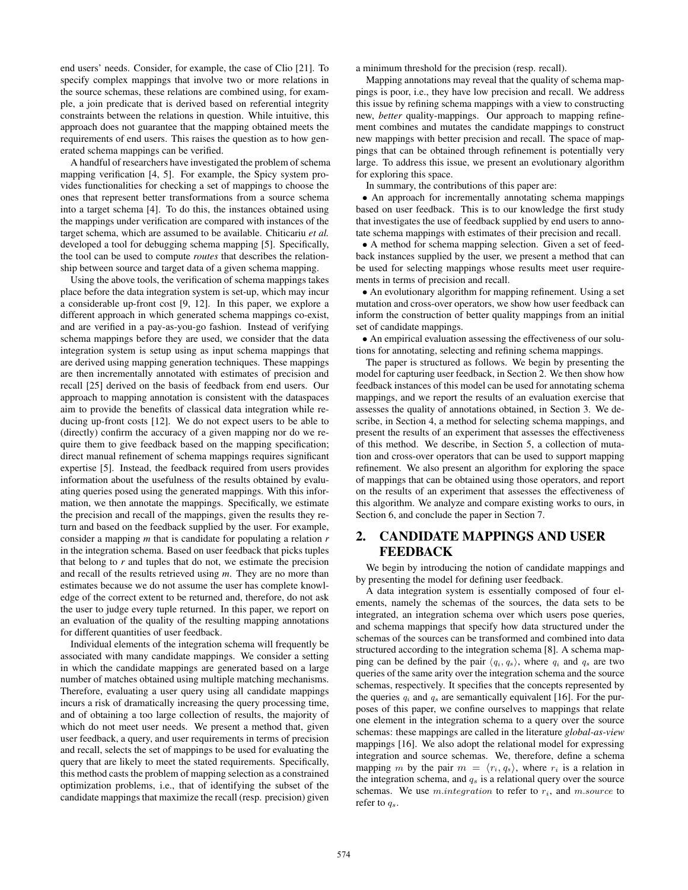end users' needs. Consider, for example, the case of Clio [21]. To specify complex mappings that involve two or more relations in the source schemas, these relations are combined using, for example, a join predicate that is derived based on referential integrity constraints between the relations in question. While intuitive, this approach does not guarantee that the mapping obtained meets the requirements of end users. This raises the question as to how generated schema mappings can be verified.

A handful of researchers have investigated the problem of schema mapping verification [4, 5]. For example, the Spicy system provides functionalities for checking a set of mappings to choose the ones that represent better transformations from a source schema into a target schema [4]. To do this, the instances obtained using the mappings under verification are compared with instances of the target schema, which are assumed to be available. Chiticariu *et al.* developed a tool for debugging schema mapping [5]. Specifically, the tool can be used to compute *routes* that describes the relationship between source and target data of a given schema mapping.

Using the above tools, the verification of schema mappings takes place before the data integration system is set-up, which may incur a considerable up-front cost [9, 12]. In this paper, we explore a different approach in which generated schema mappings co-exist, and are verified in a pay-as-you-go fashion. Instead of verifying schema mappings before they are used, we consider that the data integration system is setup using as input schema mappings that are derived using mapping generation techniques. These mappings are then incrementally annotated with estimates of precision and recall [25] derived on the basis of feedback from end users. Our approach to mapping annotation is consistent with the dataspaces aim to provide the benefits of classical data integration while reducing up-front costs [12]. We do not expect users to be able to (directly) confirm the accuracy of a given mapping nor do we require them to give feedback based on the mapping specification; direct manual refinement of schema mappings requires significant expertise [5]. Instead, the feedback required from users provides information about the usefulness of the results obtained by evaluating queries posed using the generated mappings. With this information, we then annotate the mappings. Specifically, we estimate the precision and recall of the mappings, given the results they return and based on the feedback supplied by the user. For example, consider a mapping *m* that is candidate for populating a relation *r* in the integration schema. Based on user feedback that picks tuples that belong to *r* and tuples that do not, we estimate the precision and recall of the results retrieved using *m*. They are no more than estimates because we do not assume the user has complete knowledge of the correct extent to be returned and, therefore, do not ask the user to judge every tuple returned. In this paper, we report on an evaluation of the quality of the resulting mapping annotations for different quantities of user feedback.

Individual elements of the integration schema will frequently be associated with many candidate mappings. We consider a setting in which the candidate mappings are generated based on a large number of matches obtained using multiple matching mechanisms. Therefore, evaluating a user query using all candidate mappings incurs a risk of dramatically increasing the query processing time, and of obtaining a too large collection of results, the majority of which do not meet user needs. We present a method that, given user feedback, a query, and user requirements in terms of precision and recall, selects the set of mappings to be used for evaluating the query that are likely to meet the stated requirements. Specifically, this method casts the problem of mapping selection as a constrained optimization problems, i.e., that of identifying the subset of the candidate mappings that maximize the recall (resp. precision) given a minimum threshold for the precision (resp. recall).

Mapping annotations may reveal that the quality of schema mappings is poor, i.e., they have low precision and recall. We address this issue by refining schema mappings with a view to constructing new, *better* quality-mappings. Our approach to mapping refinement combines and mutates the candidate mappings to construct new mappings with better precision and recall. The space of mappings that can be obtained through refinement is potentially very large. To address this issue, we present an evolutionary algorithm for exploring this space.

In summary, the contributions of this paper are:

- An approach for incrementally annotating schema mappings based on user feedback. This is to our knowledge the first study that investigates the use of feedback supplied by end users to annotate schema mappings with estimates of their precision and recall.
- A method for schema mapping selection. Given a set of feedback instances supplied by the user, we present a method that can be used for selecting mappings whose results meet user requirements in terms of precision and recall.
- An evolutionary algorithm for mapping refinement. Using a set mutation and cross-over operators, we show how user feedback can inform the construction of better quality mappings from an initial set of candidate mappings.
- An empirical evaluation assessing the effectiveness of our solutions for annotating, selecting and refining schema mappings.

The paper is structured as follows. We begin by presenting the model for capturing user feedback, in Section 2. We then show how feedback instances of this model can be used for annotating schema mappings, and we report the results of an evaluation exercise that assesses the quality of annotations obtained, in Section 3. We describe, in Section 4, a method for selecting schema mappings, and present the results of an experiment that assesses the effectiveness of this method. We describe, in Section 5, a collection of mutation and cross-over operators that can be used to support mapping refinement. We also present an algorithm for exploring the space of mappings that can be obtained using those operators, and report on the results of an experiment that assesses the effectiveness of this algorithm. We analyze and compare existing works to ours, in Section 6, and conclude the paper in Section 7.

## 2. CANDIDATE MAPPINGS AND USER FEEDBACK

We begin by introducing the notion of candidate mappings and by presenting the model for defining user feedback.

A data integration system is essentially composed of four elements, namely the schemas of the sources, the data sets to be integrated, an integration schema over which users pose queries, and schema mappings that specify how data structured under the schemas of the sources can be transformed and combined into data structured according to the integration schema [8]. A schema mapping can be defined by the pair $\langle q_i, q_s \rangle$, where $q_i$ and $q_s$ are two queries of the same arity over the integration schema and the source schemas, respectively. It specifies that the concepts represented by the queries $q_i$ and $q_s$ are semantically equivalent [16]. For the purposes of this paper, we confine ourselves to mappings that relate one element in the integration schema to a query over the source schemas: these mappings are called in the literature *global-as-view* mappings [16]. We also adopt the relational model for expressing integration and source schemas. We, therefore, define a schema mapping $m$ by the pair $m = \langle r_i, q_s \rangle$, where $r_i$ is a relation in the integration schema, and $q_s$ is a relational query over the source schemas. We use $m.integration$ to refer to $r_i$, and $m.source$ to refer to $q_s$.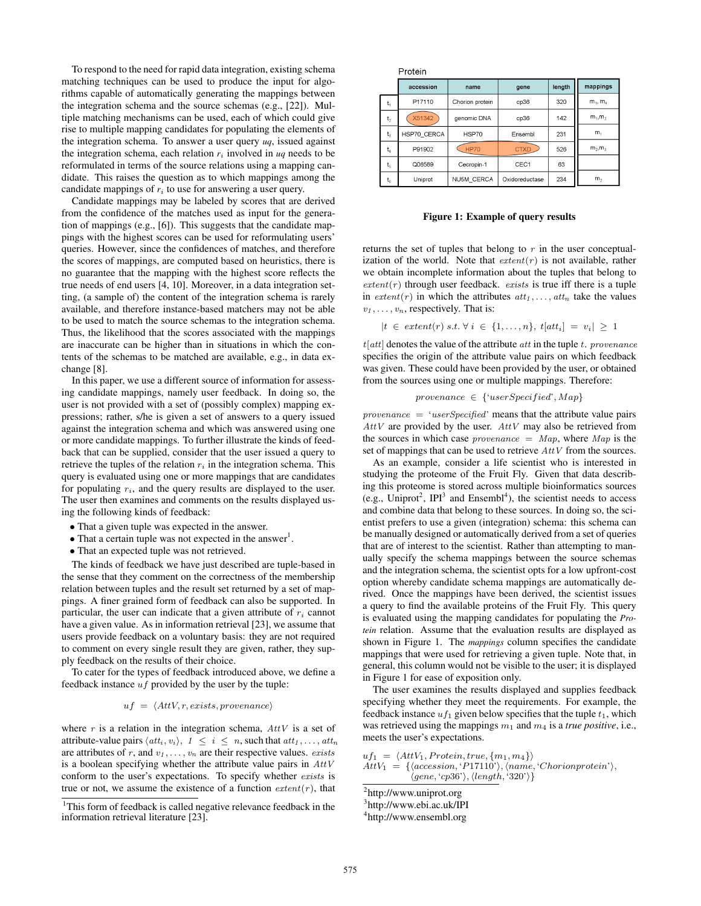To respond to the need for rapid data integration, existing schema matching techniques can be used to produce the input for algorithms capable of automatically generating the mappings between the integration schema and the source schemas (e.g., [22]). Multiple matching mechanisms can be used, each of which could give rise to multiple mapping candidates for populating the elements of the integration schema. To answer a user query *uq*, issued against the integration schema, each relation $r_i$ involved in *uq* needs to be reformulated in terms of the source relations using a mapping candidate. This raises the question as to which mappings among the candidate mappings of $r_i$ to use for answering a user query.

Candidate mappings may be labeled by scores that are derived from the confidence of the matches used as input for the generation of mappings (e.g., [6]). This suggests that the candidate mappings with the highest scores can be used for reformulating users' queries. However, since the confidences of matches, and therefore the scores of mappings, are computed based on heuristics, there is no guarantee that the mapping with the highest score reflects the true needs of end users [4, 10]. Moreover, in a data integration setting, (a sample of) the content of the integration schema is rarely available, and therefore instance-based matchers may not be able to be used to match the source schemas to the integration schema. Thus, the likelihood that the scores associated with the mappings are inaccurate can be higher than in situations in which the contents of the schemas to be matched are available, e.g., in data exchange [8].

In this paper, we use a different source of information for assessing candidate mappings, namely user feedback. In doing so, the user is not provided with a set of (possibly complex) mapping expressions; rather, s/he is given a set of answers to a query issued against the integration schema and which was answered using one or more candidate mappings. To further illustrate the kinds of feedback that can be supplied, consider that the user issued a query to retrieve the tuples of the relation $r_i$ in the integration schema. This query is evaluated using one or more mappings that are candidates for populating $r_i$, and the query results are displayed to the user. The user then examines and comments on the results displayed using the following kinds of feedback:

- That a given tuple was expected in the answer.
- That a certain tuple was not expected in the answer[1].
- That an expected tuple was not retrieved.

The kinds of feedback we have just described are tuple-based in the sense that they comment on the correctness of the membership relation between tuples and the result set returned by a set of mappings. A finer grained form of feedback can also be supported. In particular, the user can indicate that a given attribute of $r_i$ cannot have a given value. As in information retrieval [23], we assume that users provide feedback on a voluntary basis: they are not required to comment on every single result they are given, rather, they supply feedback on the results of their choice.

To cater for the types of feedback introduced above, we define a feedback instance $uf$ provided by the user by the tuple:

$$uf \ = \ \langle AttV, r, exists, provenance \rangle$$

where $r$ is a relation in the integration schema, $AttV$ is a set of attribute-value pairs $\langle att_i, v_i \rangle$, $1 \leq i \leq n$, such that $att_1, \ldots, att_n$ are attributes of $r$, and $v_1, \ldots, v_n$ are their respective values. $exists$ is a boolean specifying whether the attribute value pairs in $AttV$ conform to the user's expectations. To specify whether $exists$ is true or not, we assume the existence of a function $extent(r)$, that returns the set of tuples that belong to $r$ in the user conceptualization of the world. Note that $extent(r)$ is not available, rather we obtain incomplete information about the tuples that belong to $extent(r)$ through user feedback. $exists$ is true iff there is a tuple in $extent(r)$ in which the attributes $att_1, \ldots, att_n$ take the values $v_1, \ldots, v_n$, respectively. That is:

$$|t \in extent(r) \ s.t. \ \forall \ i \in \{1, \ldots, n\}, \ t[att_i] = v_i| \geq 1$$

$t[att]$ denotes the value of the attribute $att$ in the tuple $t$. $provenance$ specifies the origin of the attribute value pairs on which feedback was given. These could have been provided by the user, or obtained from the sources using one or multiple mappings. Therefore:

$$provenance \in \{\text{'}userSpecified\text{'}, Map\}$$

$provenance = \text{'}userSpecified\text{'}$ means that the attribute value pairs $AttV$ are provided by the user. $AttV$ may also be retrieved from the sources in which case $provenance = Map$, where $Map$ is the set of mappings that can be used to retrieve $AttV$ from the sources.

As an example, consider a life scientist who is interested in studying the proteome of the Fruit Fly. Given that data describing this proteome is stored across multiple bioinformatics sources (e.g., Uniprot[2], IPI[3] and Ensembl[4]), the scientist needs to access and combine data that belong to these sources. In doing so, the scientist prefers to use a given (integration) schema: this schema can be manually designed or automatically derived from a set of queries that are of interest to the scientist. Rather than attempting to manually specify the schema mappings between the source schemas and the integration schema, the scientist opts for a low upfront-cost option whereby candidate schema mappings are automatically derived. Once the mappings have been derived, the scientist issues a query to find the available proteins of the Fruit Fly. This query is evaluated using the mapping candidates for populating the *Protein* relation. Assume that the evaluation results are displayed as shown in Figure 1. The *mappings* column specifies the candidate mappings that were used for retrieving a given tuple. Note that, in general, this column would not be visible to the user; it is displayed in Figure 1 for ease of exposition only.

Protein

| | accession | name | gene | length | mappings |
|---|---|---|---|---|---|
| $t_1$ | P17110 | Chorion protein | cp36 | 320 | $m_1$, $m_4$ |
| $t_2$ | X51342 | genomic DNA | cp36 | 142 | $m_1$,$m_2$ |
| $t_3$ | HSP70_CERCA | HSP70 | Ensembl | 231 | $m_1$ |
| $t_4$ | P91902 | HP70 | CTXD | 526 | $m_2$,$m_3$ |
| $t_5$ | Q06589 | Cecropin-1 | CEC1 | 63 | |
| $t_6$ | Uniprot | NU5M_CERCA | Oxidoreductase | 234 | $m_2$ |

**Figure 1: Example of query results**

The user examines the results displayed and supplies feedback specifying whether they meet the requirements. For example, the feedback instance $uf_1$ given below specifies that the tuple $t_1$, which was retrieved using the mappings $m_1$ and $m_4$ is a *true positive*, i.e., meets the user's expectations.

$$uf_1 = \langle AttV_1, Protein, true, \{m_1, m_4\} \rangle$$
$$AttV_1 = \{\langle accession, \text{'}P17110\text{'} \rangle, \langle name, \text{'}Chorionprotein\text{'} \rangle, \langle gene, \text{'}cp36\text{'} \rangle, \langle length, \text{'}320\text{'} \rangle\}$$

---

[1] This form of feedback is called negative relevance feedback in the information retrieval literature [23].

[2] http://www.uniprot.org

[3] http://www.ebi.ac.uk/IPI

[4] http://www.ensembl.org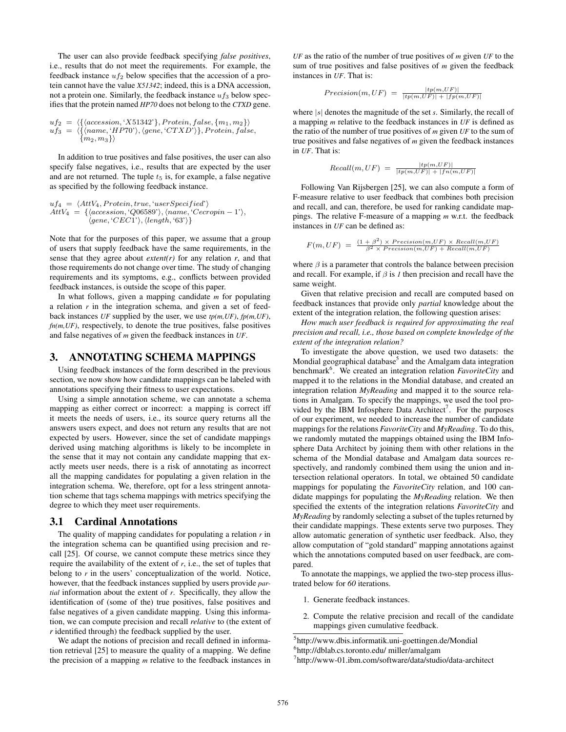The user can also provide feedback specifying *false positives*, i.e., results that do not meet the requirements. For example, the feedback instance $uf_2$ below specifies that the accession of a protein cannot have the value *X51342*; indeed, this is a DNA accession, not a protein one. Similarly, the feedback instance $uf_3$ below specifies that the protein named *HP70* does not belong to the *CTXD* gene.

$$uf_2 \; = \; \langle \{\langle accession, \text{`}X51342\text{'}\}, Protein, false, \{m_1, m_2\} \rangle$$
$$uf_3 \; = \; \langle \{\langle name, \text{`}HP70\text{'}\rangle, \langle gene, \text{`}CTXD\text{'}\rangle\}, Protein, false, \{m_2, m_3\} \rangle$$

In addition to true positives and false positives, the user can also specify false negatives, i.e., results that are expected by the user and are not returned. The tuple $t_5$ is, for example, a false negative as specified by the following feedback instance.

$$uf_4 \; = \; \langle AttV_4, Protein, true, \text{`}userSpecified\text{'}\rangle$$
$$AttV_4 \; = \; \{\langle accession, \text{`}Q06589\text{'}\rangle, \langle name, \text{`}Cecropin-1\text{'}\rangle, \langle gene, \text{`}CEC1\text{'}\rangle, \langle length, \text{`}63\text{'}\rangle\}$$

Note that for the purposes of this paper, we assume that a group of users that supply feedback have the same requirements, in the sense that they agree about *extent(r)* for any relation *r*, and that those requirements do not change over time. The study of changing requirements and its symptoms, e.g., conflicts between provided feedback instances, is outside the scope of this paper.

In what follows, given a mapping candidate *m* for populating a relation *r* in the integration schema, and given a set of feedback instances *UF* supplied by the user, we use *tp(m,UF)*, *fp(m,UF)*, *fn(m,UF)*, respectively, to denote the true positives, false positives and false negatives of *m* given the feedback instances in *UF*.

# 3. ANNOTATING SCHEMA MAPPINGS

Using feedback instances of the form described in the previous section, we now show how candidate mappings can be labeled with annotations specifying their fitness to user expectations.

Using a simple annotation scheme, we can annotate a schema mapping as either correct or incorrect: a mapping is correct iff it meets the needs of users, i.e., its source query returns all the answers users expect, and does not return any results that are not expected by users. However, since the set of candidate mappings derived using matching algorithms is likely to be incomplete in the sense that it may not contain any candidate mapping that exactly meets user needs, there is a risk of annotating as incorrect all the mapping candidates for populating a given relation in the integration schema. We, therefore, opt for a less stringent annotation scheme that tags schema mappings with metrics specifying the degree to which they meet user requirements.

## 3.1 Cardinal Annotations

The quality of mapping candidates for populating a relation *r* in the integration schema can be quantified using precision and recall [25]. Of course, we cannot compute these metrics since they require the availability of the extent of *r*, i.e., the set of tuples that belong to *r* in the users' conceptualization of the world. Notice, however, that the feedback instances supplied by users provide *partial* information about the extent of *r*. Specifically, they allow the identification of (some of the) true positives, false positives and false negatives of a given candidate mapping. Using this information, we can compute precision and recall *relative* to (the extent of *r* identified through) the feedback supplied by the user.

We adapt the notions of precision and recall defined in information retrieval [25] to measure the quality of a mapping. We define the precision of a mapping *m* relative to the feedback instances in *UF* as the ratio of the number of true positives of *m* given *UF* to the sum of true positives and false positives of *m* given the feedback instances in *UF*. That is:

$$Precision(m, UF) \; = \; \frac{|tp(m,UF)|}{|tp(m,UF)| \, + \, |fp(m,UF)|}$$

where $|s|$ denotes the magnitude of the set *s*. Similarly, the recall of a mapping *m* relative to the feedback instances in *UF* is defined as the ratio of the number of true positives of *m* given *UF* to the sum of true positives and false negatives of *m* given the feedback instances in *UF*. That is:

$$Recall(m, UF) \; = \; \frac{|tp(m,UF)|}{|tp(m,UF)| \, + \, |fn(m,UF)|}$$

Following Van Rijsbergen [25], we can also compute a form of F-measure relative to user feedback that combines both precision and recall, and can, therefore, be used for ranking candidate mappings. The relative F-measure of a mapping *m* w.r.t. the feedback instances in *UF* can be defined as:

$$F(m, UF) \; = \; \frac{(1+\beta^2) \times Precision(m,UF) \times Recall(m,UF)}{\beta^2 \times Precision(m,UF) + Recall(m,UF)}$$

where $\beta$ is a parameter that controls the balance between precision and recall. For example, if $\beta$ is *1* then precision and recall have the same weight.

Given that relative precision and recall are computed based on feedback instances that provide only *partial* knowledge about the extent of the integration relation, the following question arises:

*How much user feedback is required for approximating the real precision and recall, i.e., those based on complete knowledge of the extent of the integration relation?*

To investigate the above question, we used two datasets: the Mondial geographical database[5] and the Amalgam data integration benchmark[6]. We created an integration relation *FavoriteCity* and mapped it to the relations in the Mondial database, and created an integration relation *MyReading* and mapped it to the source relations in Amalgam. To specify the mappings, we used the tool provided by the IBM Infosphere Data Architect[7]. For the purposes of our experiment, we needed to increase the number of candidate mappings for the relations *FavoriteCity* and *MyReading*. To do this, we randomly mutated the mappings obtained using the IBM Infosphere Data Architect by joining them with other relations in the schema of the Mondial database and Amalgam data sources respectively, and randomly combined them using the union and intersection relational operators. In total, we obtained 50 candidate mappings for populating the *FavoriteCity* relation, and 100 candidate mappings for populating the *MyReading* relation. We then specified the extents of the integration relations *FavoriteCity* and *MyReading* by randomly selecting a subset of the tuples returned by their candidate mappings. These extents serve two purposes. They allow automatic generation of synthetic user feedback. Also, they allow computation of "gold standard" mapping annotations against which the annotations computed based on user feedback, are compared.

To annotate the mappings, we applied the two-step process illustrated below for *60* iterations.

1. Generate feedback instances.
2. Compute the relative precision and recall of the candidate mappings given cumulative feedback.

[5] http://www.dbis.informatik.uni-goettingen.de/Mondial

[6] http://dblab.cs.toronto.edu/ miller/amalgam

[7] http://www-01.ibm.com/software/data/studio/data-architect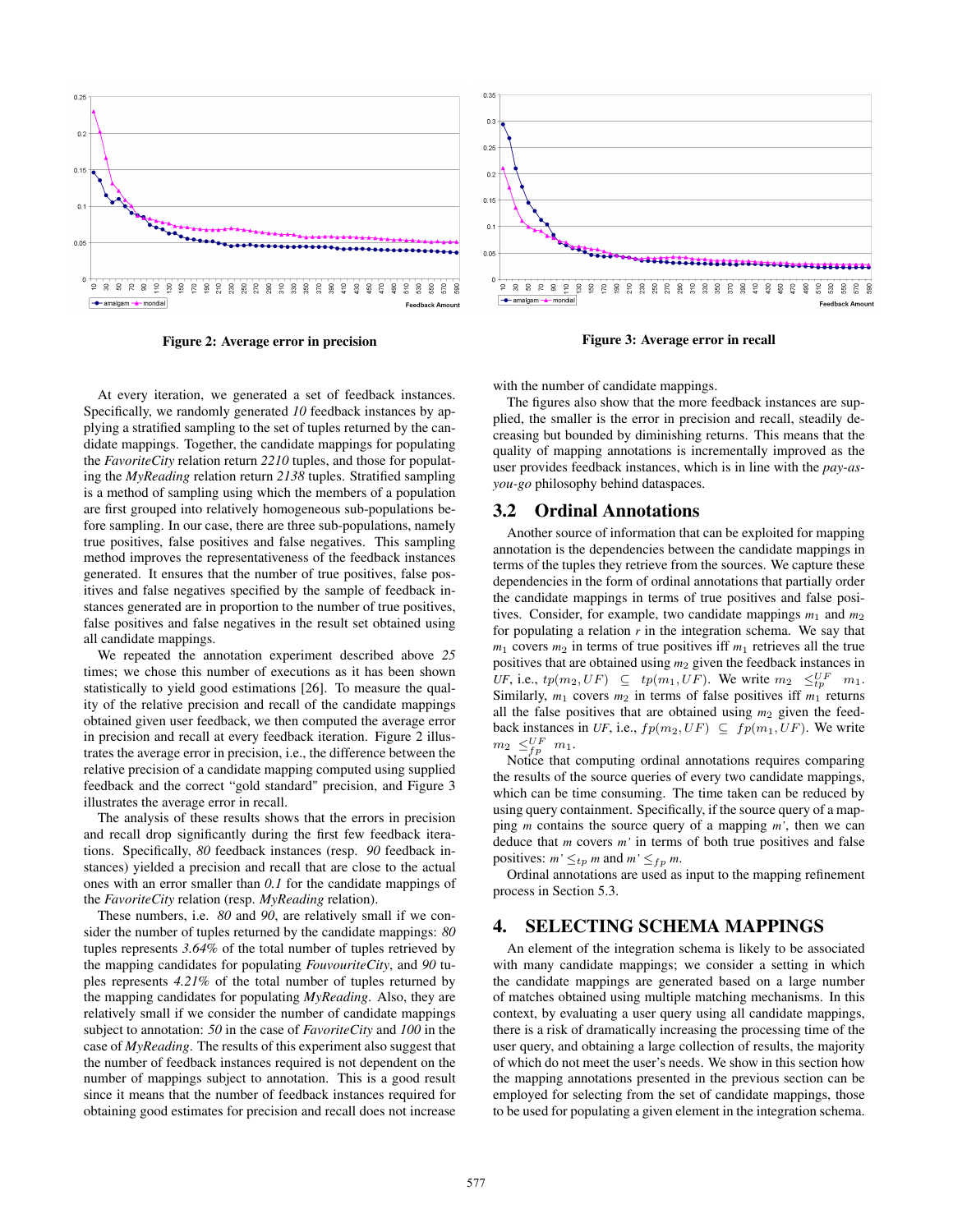Figure 2: Average error in precision

Figure 3: Average error in recall

At every iteration, we generated a set of feedback instances. Specifically, we randomly generated *10* feedback instances by applying a stratified sampling to the set of tuples returned by the candidate mappings. Together, the candidate mappings for populating the *FavoriteCity* relation return *2210* tuples, and those for populating the *MyReading* relation return *2138* tuples. Stratified sampling is a method of sampling using which the members of a population are first grouped into relatively homogeneous sub-populations before sampling. In our case, there are three sub-populations, namely true positives, false positives and false negatives. This sampling method improves the representativeness of the feedback instances generated. It ensures that the number of true positives, false positives and false negatives specified by the sample of feedback instances generated are in proportion to the number of true positives, false positives and false negatives in the result set obtained using all candidate mappings.

We repeated the annotation experiment described above *25* times; we chose this number of executions as it has been shown statistically to yield good estimations [26]. To measure the quality of the relative precision and recall of the candidate mappings obtained given user feedback, we then computed the average error in precision and recall at every feedback iteration. Figure 2 illustrates the average error in precision, i.e., the difference between the relative precision of a candidate mapping computed using supplied feedback and the correct "gold standard" precision, and Figure 3 illustrates the average error in recall.

The analysis of these results shows that the errors in precision and recall drop significantly during the first few feedback iterations. Specifically, *80* feedback instances (resp. *90* feedback instances) yielded a precision and recall that are close to the actual ones with an error smaller than *0.1* for the candidate mappings of the *FavoriteCity* relation (resp. *MyReading* relation).

These numbers, i.e. *80* and *90*, are relatively small if we consider the number of tuples returned by the candidate mappings: *80* tuples represents *3.64%* of the total number of tuples retrieved by the mapping candidates for populating *FouvouriteCity*, and *90* tuples represents *4.21%* of the total number of tuples returned by the mapping candidates for populating *MyReading*. Also, they are relatively small if we consider the number of candidate mappings subject to annotation: *50* in the case of *FavoriteCity* and *100* in the case of *MyReading*. The results of this experiment also suggest that the number of feedback instances required is not dependent on the number of mappings subject to annotation. This is a good result since it means that the number of feedback instances required for obtaining good estimates for precision and recall does not increase with the number of candidate mappings.

The figures also show that the more feedback instances are supplied, the smaller is the error in precision and recall, steadily decreasing but bounded by diminishing returns. This means that the quality of mapping annotations is incrementally improved as the user provides feedback instances, which is in line with the *pay-as-you-go* philosophy behind dataspaces.

## 3.2 Ordinal Annotations

Another source of information that can be exploited for mapping annotation is the dependencies between the candidate mappings in terms of the tuples they retrieve from the sources. We capture these dependencies in the form of ordinal annotations that partially order the candidate mappings in terms of true positives and false positives. Consider, for example, two candidate mappings $m_1$ and $m_2$ for populating a relation *r* in the integration schema. We say that $m_1$ covers $m_2$ in terms of true positives iff $m_1$ retrieves all the true positives that are obtained using $m_2$ given the feedback instances in *UF*, i.e., $tp(m_2, UF) \subseteq tp(m_1, UF)$. We write $m_2 \preceq^{UF}_{tp} m_1$. Similarly, $m_1$ covers $m_2$ in terms of false positives iff $m_1$ returns all the false positives that are obtained using $m_2$ given the feedback instances in *UF*, i.e., $fp(m_2, UF) \subseteq fp(m_1, UF)$. We write $m_2 \preceq^{UF}_{fp} m_1$.

Notice that computing ordinal annotations requires comparing the results of the source queries of every two candidate mappings, which can be time consuming. The time taken can be reduced by using query containment. Specifically, if the source query of a mapping *m* contains the source query of a mapping *m'*, then we can deduce that *m* covers *m'* in terms of both true positives and false positives: $m' \leq_{tp} m$ and $m' \leq_{fp} m$.

Ordinal annotations are used as input to the mapping refinement process in Section 5.3.

# 4. SELECTING SCHEMA MAPPINGS

An element of the integration schema is likely to be associated with many candidate mappings; we consider a setting in which the candidate mappings are generated based on a large number of matches obtained using multiple matching mechanisms. In this context, by evaluating a user query using all candidate mappings, there is a risk of dramatically increasing the processing time of the user query, and obtaining a large collection of results, the majority of which do not meet the user's needs. We show in this section how the mapping annotations presented in the previous section can be employed for selecting from the set of candidate mappings, those to be used for populating a given element in the integration schema.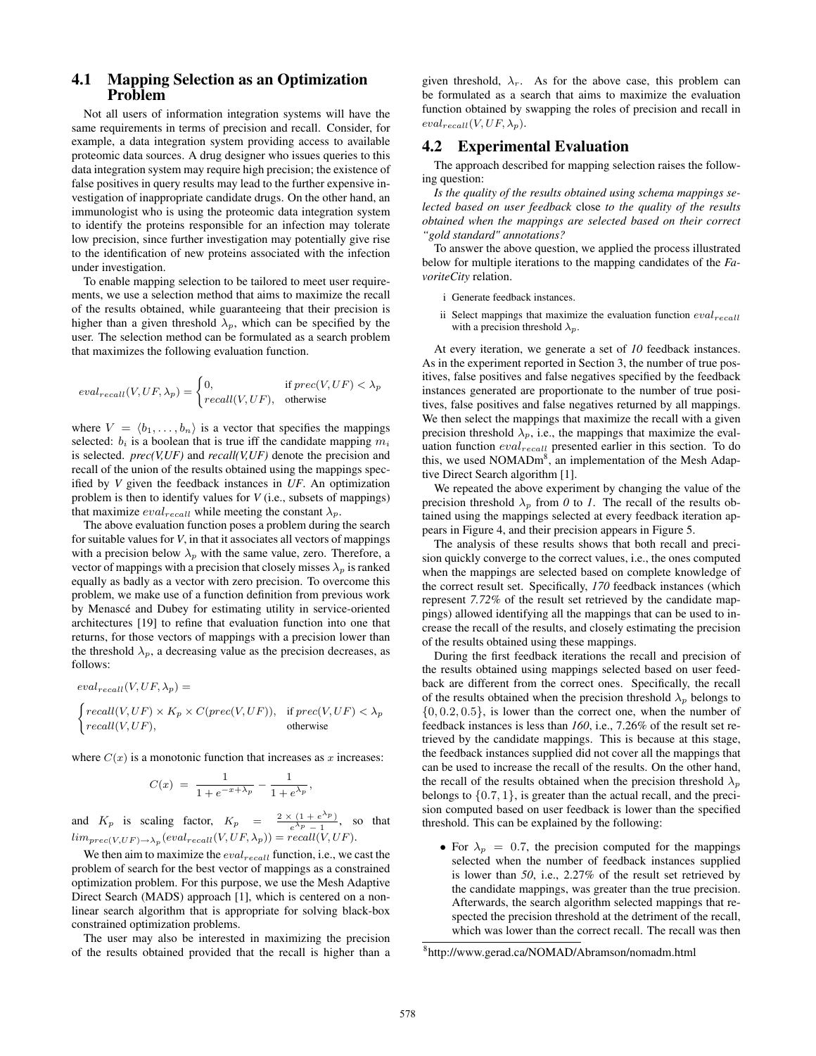## 4.1 Mapping Selection as an Optimization Problem

Not all users of information integration systems will have the same requirements in terms of precision and recall. Consider, for example, a data integration system providing access to available proteomic data sources. A drug designer who issues queries to this data integration system may require high precision; the existence of false positives in query results may lead to the further expensive investigation of inappropriate candidate drugs. On the other hand, an immunologist who is using the proteomic data integration system to identify the proteins responsible for an infection may tolerate low precision, since further investigation may potentially give rise to the identification of new proteins associated with the infection under investigation.

To enable mapping selection to be tailored to meet user requirements, we use a selection method that aims to maximize the recall of the results obtained, while guaranteeing that their precision is higher than a given threshold $\lambda_p$, which can be specified by the user. The selection method can be formulated as a search problem that maximizes the following evaluation function.

$$eval_{recall}(V, UF, \lambda_p) = \begin{cases} 0, & \text{if } prec(V, UF) < \lambda_p \\ recall(V, UF), & \text{otherwise} \end{cases}$$

where $V = \langle b_1, \ldots, b_n \rangle$ is a vector that specifies the mappings selected: $b_i$ is a boolean that is true iff the candidate mapping $m_i$ is selected. *prec(V,UF)* and *recall(V,UF)* denote the precision and recall of the union of the results obtained using the mappings specified by *V* given the feedback instances in *UF*. An optimization problem is then to identify values for *V* (i.e., subsets of mappings) that maximize $eval_{recall}$ while meeting the constant $\lambda_p$.

The above evaluation function poses a problem during the search for suitable values for *V*, in that it associates all vectors of mappings with a precision below $\lambda_p$ with the same value, zero. Therefore, a vector of mappings with a precision that closely misses $\lambda_p$ is ranked equally as badly as a vector with zero precision. To overcome this problem, we make use of a function definition from previous work by Menascé and Dubey for estimating utility in service-oriented architectures [19] to refine that evaluation function into one that returns, for those vectors of mappings with a precision lower than the threshold $\lambda_p$, a decreasing value as the precision decreases, as follows:

$$eval_{recall}(V, UF, \lambda_p) =$$

$$\begin{cases} recall(V, UF) \times K_p \times C(prec(V, UF)), & \text{if } prec(V, UF) < \lambda_p \\ recall(V, UF), & \text{otherwise} \end{cases}$$

where $C(x)$ is a monotonic function that increases as $x$ increases:

$$C(x) = \frac{1}{1 + e^{-x + \lambda_p}} - \frac{1}{1 + e^{\lambda_p}},$$

and $K_p$ is scaling factor, $K_p = \frac{2 \times (1 + e^{\lambda_p})}{e^{\lambda_p} - 1}$, so that $lim_{prec(V,UF) \to \lambda_p}(eval_{recall}(V, UF, \lambda_p)) = recall(V, UF)$.

We then aim to maximize the $eval_{recall}$ function, i.e., we cast the problem of search for the best vector of mappings as a constrained optimization problem. For this purpose, we use the Mesh Adaptive Direct Search (MADS) approach [1], which is centered on a non-linear search algorithm that is appropriate for solving black-box constrained optimization problems.

The user may also be interested in maximizing the precision of the results obtained provided that the recall is higher than a given threshold, $\lambda_r$. As for the above case, this problem can be formulated as a search that aims to maximize the evaluation function obtained by swapping the roles of precision and recall in $eval_{recall}(V, UF, \lambda_p)$.

## 4.2 Experimental Evaluation

The approach described for mapping selection raises the following question:

*Is the quality of the results obtained using schema mappings selected based on user feedback* close *to the quality of the results obtained when the mappings are selected based on their correct "gold standard" annotations?*

To answer the above question, we applied the process illustrated below for multiple iterations to the mapping candidates of the *FavoriteCity* relation.

i Generate feedback instances.

ii Select mappings that maximize the evaluation function $eval_{recall}$ with a precision threshold $\lambda_p$.

At every iteration, we generate a set of *10* feedback instances. As in the experiment reported in Section 3, the number of true positives, false positives and false negatives specified by the feedback instances generated are proportionate to the number of true positives, false positives and false negatives returned by all mappings. We then select the mappings that maximize the recall with a given precision threshold $\lambda_p$, i.e., the mappings that maximize the evaluation function $eval_{recall}$ presented earlier in this section. To do this, we used NOMADm[8], an implementation of the Mesh Adaptive Direct Search algorithm [1].

We repeated the above experiment by changing the value of the precision threshold $\lambda_p$ from *0* to *1*. The recall of the results obtained using the mappings selected at every feedback iteration appears in Figure 4, and their precision appears in Figure 5.

The analysis of these results shows that both recall and precision quickly converge to the correct values, i.e., the ones computed when the mappings are selected based on complete knowledge of the correct result set. Specifically, *170* feedback instances (which represent *7.72%* of the result set retrieved by the candidate mappings) allowed identifying all the mappings that can be used to increase the recall of the results, and closely estimating the precision of the results obtained using these mappings.

During the first feedback iterations the recall and precision of the results obtained using mappings selected based on user feedback are different from the correct ones. Specifically, the recall of the results obtained when the precision threshold $\lambda_p$ belongs to $\{0, 0.2, 0.5\}$, is lower than the correct one, when the number of feedback instances is less than *160*, i.e., 7.26% of the result set retrieved by the candidate mappings. This is because at this stage, the feedback instances supplied did not cover all the mappings that can be used to increase the recall of the results. On the other hand, the recall of the results obtained when the precision threshold $\lambda_p$ belongs to $\{0.7, 1\}$, is greater than the actual recall, and the precision computed based on user feedback is lower than the specified threshold. This can be explained by the following:

- For $\lambda_p = 0.7$, the precision computed for the mappings selected when the number of feedback instances supplied is lower than *50*, i.e., 2.27% of the result set retrieved by the candidate mappings, was greater than the true precision. Afterwards, the search algorithm selected mappings that respected the precision threshold at the detriment of the recall, which was lower than the correct recall. The recall was then

[8] http://www.gerad.ca/NOMAD/Abramson/nomadm.html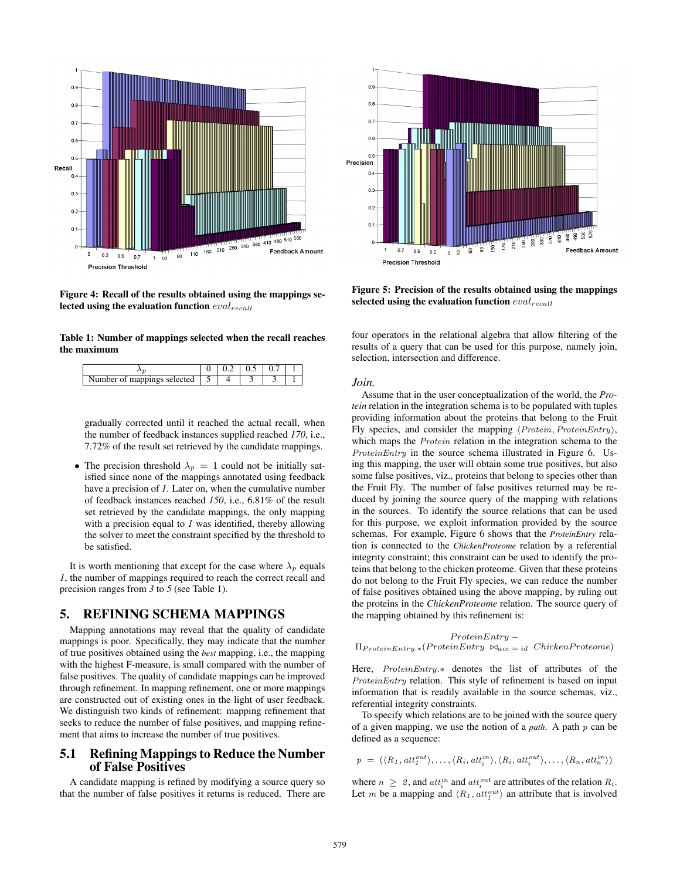Figure 4: Recall of the results obtained using the mappings selected using the evaluation function $eval_{recall}$

Figure 5: Precision of the results obtained using the mappings selected using the evaluation function $eval_{recall}$

**Table 1: Number of mappings selected when the recall reaches the maximum**

| $\lambda_p$ | 0 | 0.2 | 0.5 | 0.7 | 1 |
|---|---|---|---|---|---|
| Number of mappings selected | 5 | 4 | 3 | 3 | 1 |

gradually corrected until it reached the actual recall, when the number of feedback instances supplied reached *170*, i.e., 7.72% of the result set retrieved by the candidate mappings.

- The precision threshold $\lambda_p = 1$ could not be initially satisfied since none of the mappings annotated using feedback have a precision of *1*. Later on, when the cumulative number of feedback instances reached *150*, i.e., 6.81% of the result set retrieved by the candidate mappings, the only mapping with a precision equal to *1* was identified, thereby allowing the solver to meet the constraint specified by the threshold to be satisfied.

It is worth mentioning that except for the case where $\lambda_p$ equals *1*, the number of mappings required to reach the correct recall and precision ranges from *3* to *5* (see Table 1).

## 5. REFINING SCHEMA MAPPINGS

Mapping annotations may reveal that the quality of candidate mappings is poor. Specifically, they may indicate that the number of true positives obtained using the *best* mapping, i.e., the mapping with the highest F-measure, is small compared with the number of false positives. The quality of candidate mappings can be improved through refinement. In mapping refinement, one or more mappings are constructed out of existing ones in the light of user feedback. We distinguish two kinds of refinement: mapping refinement that seeks to reduce the number of false positives, and mapping refinement that aims to increase the number of true positives.

### 5.1 Refining Mappings to Reduce the Number of False Positives

A candidate mapping is refined by modifying a source query so that the number of false positives it returns is reduced. There are four operators in the relational algebra that allow filtering of the results of a query that can be used for this purpose, namely join, selection, intersection and difference.

#### *Join.*

Assume that in the user conceptualization of the world, the ***Protein*** relation in the integration schema is to be populated with tuples providing information about the proteins that belong to the Fruit Fly species, and consider the mapping $\langle Protein, ProteinEntry\rangle$, which maps the $Protein$ relation in the integration schema to the $ProteinEntry$ in the source schema illustrated in Figure 6. Using this mapping, the user will obtain some true positives, but also some false positives, viz., proteins that belong to species other than the Fruit Fly. The number of false positives returned may be reduced by joining the source query of the mapping with relations in the sources. To identify the source relations that can be used for this purpose, we exploit information provided by the source schemas. For example, Figure 6 shows that the ***ProteinEntry*** relation is connected to the ***ChickenProteome*** relation by a referential integrity constraint; this constraint can be used to identify the proteins that belong to the chicken proteome. Given that these proteins do not belong to the Fruit Fly species, we can reduce the number of false positives obtained using the above mapping, by ruling out the proteins in the ***ChickenProteome*** relation. The source query of the mapping obtained by this refinement is:

$$ProteinEntry - \Pi_{ProteinEntry.*}(ProteinEntry \bowtie_{acc=id} ChickenProteome)$$

Here, $ProteinEntry.*$ denotes the list of attributes of the $ProteinEntry$ relation. This style of refinement is based on input information that is readily available in the source schemas, viz., referential integrity constraints.

To specify which relations are to be joined with the source query of a given mapping, we use the notion of a *path*. A path $p$ can be defined as a sequence:

$$p = (\langle R_1, att_1^{out}\rangle, \ldots, \langle R_i, att_i^{in}\rangle, \langle R_i, att_i^{out}\rangle, \ldots, \langle R_n, att_n^{in}\rangle)$$

where $n \geq 2$, and $att_i^{in}$ and $att_i^{out}$ are attributes of the relation $R_i$. Let $m$ be a mapping and $\langle R_1, att_1^{out}\rangle$ an attribute that is involved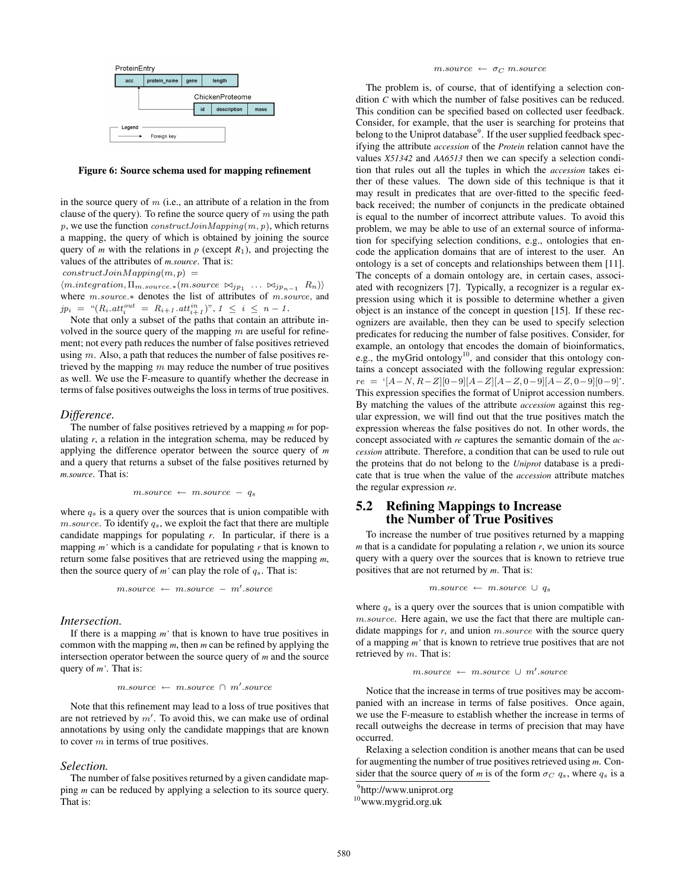ProteinEntry

| acc | protein_name | gene | length |
|---|---|---|---|

ChickenProteome

| id | description | mass |
|---|---|---|

Legend: → Foreign key

**Figure 6: Source schema used for mapping refinement**

in the source query of $m$ (i.e., an attribute of a relation in the from clause of the query). To refine the source query of $m$ using the path $p$, we use the function $constructJoinMapping(m, p)$, which returns a mapping, the query of which is obtained by joining the source query of $m$ with the relations in $p$ (except $R_1$), and projecting the values of the attributes of *m.source*. That is:

$constructJoinMapping(m, p) =$

$\langle m.integration, \Pi_{m.source.*}(m.source \bowtie_{jp_1} \ldots \bowtie_{jp_{n-1}} R_n)\rangle$

where $m.source.*$ denotes the list of attributes of $m.source$, and $jp_i$ = "$(R_i.att_i^{out} = R_{i+1}.att_{i+1}^{in})$", $1 \leq i \leq n-1$.

Note that only a subset of the paths that contain an attribute involved in the source query of the mapping $m$ are useful for refinement; not every path reduces the number of false positives retrieved using $m$. Also, a path that reduces the number of false positives retrieved by the mapping $m$ may reduce the number of true positives as well. We use the F-measure to quantify whether the decrease in terms of false positives outweighs the loss in terms of true positives.

### *Difference.*

The number of false positives retrieved by a mapping *m* for populating *r*, a relation in the integration schema, may be reduced by applying the difference operator between the source query of *m* and a query that returns a subset of the false positives returned by *m.source*. That is:

$$m.source \leftarrow m.source - q_s$$

where $q_s$ is a query over the sources that is union compatible with $m.source$. To identify $q_s$, we exploit the fact that there are multiple candidate mappings for populating *r*. In particular, if there is a mapping *m'* which is a candidate for populating *r* that is known to return some false positives that are retrieved using the mapping *m*, then the source query of *m'* can play the role of $q_s$. That is:

$$m.source \leftarrow m.source - m'.source$$

### *Intersection.*

If there is a mapping *m'* that is known to have true positives in common with the mapping *m*, then *m* can be refined by applying the intersection operator between the source query of *m* and the source query of *m'*. That is:

$$m.source \leftarrow m.source \cap m'.source$$

Note that this refinement may lead to a loss of true positives that are not retrieved by $m'$. To avoid this, we can make use of ordinal annotations by using only the candidate mappings that are known to cover $m$ in terms of true positives.

### *Selection.*

The number of false positives returned by a given candidate mapping *m* can be reduced by applying a selection to its source query. That is:

$$m.source \leftarrow \sigma_C \; m.source$$

The problem is, of course, that of identifying a selection condition *C* with which the number of false positives can be reduced. This condition can be specified based on collected user feedback. Consider, for example, that the user is searching for proteins that belong to the Uniprot database[9]. If the user supplied feedback specifying the attribute *accession* of the *Protein* relation cannot have the values *X51342* and *AA6513* then we can specify a selection condition that rules out all the tuples in which the *accession* takes either of these values. The down side of this technique is that it may result in predicates that are over-fitted to the specific feedback received; the number of conjuncts in the predicate obtained is equal to the number of incorrect attribute values. To avoid this problem, we may be able to use of an external source of information for specifying selection conditions, e.g., ontologies that encode the application domains that are of interest to the user. An ontology is a set of concepts and relationships between them [11]. The concepts of a domain ontology are, in certain cases, associated with recognizers [7]. Typically, a recognizer is a regular expression using which it is possible to determine whether a given object is an instance of the concept in question [15]. If these recognizers are available, then they can be used to specify selection predicates for reducing the number of false positives. Consider, for example, an ontology that encodes the domain of bioinformatics, e.g., the myGrid ontology[10], and consider that this ontology contains a concept associated with the following regular expression: $re$ = '$[A-N, R-Z][0-9][A-Z][A-Z, 0-9][A-Z, 0-9][0-9]$'. This expression specifies the format of Uniprot accession numbers. By matching the values of the attribute *accession* against this regular expression, we will find out that the true positives match the expression whereas the false positives do not. In other words, the concept associated with *re* captures the semantic domain of the *accession* attribute. Therefore, a condition that can be used to rule out the proteins that do not belong to the *Uniprot* database is a predicate that is true when the value of the *accession* attribute matches the regular expression *re*.

## 5.2 Refining Mappings to Increase the Number of True Positives

To increase the number of true positives returned by a mapping *m* that is a candidate for populating a relation *r*, we union its source query with a query over the sources that is known to retrieve true positives that are not returned by *m*. That is:

$$m.source \leftarrow m.source \cup q_s$$

where $q_s$ is a query over the sources that is union compatible with $m.source$. Here again, we use the fact that there are multiple candidate mappings for *r*, and union $m.source$ with the source query of a mapping *m'* that is known to retrieve true positives that are not retrieved by $m$. That is:

$$m.source \leftarrow m.source \cup m'.source$$

Notice that the increase in terms of true positives may be accompanied with an increase in terms of false positives. Once again, we use the F-measure to establish whether the increase in terms of recall outweighs the decrease in terms of precision that may have occurred.

Relaxing a selection condition is another means that can be used for augmenting the number of true positives retrieved using *m*. Consider that the source query of *m* is of the form $\sigma_C \; q_s$, where $q_s$ is a

[9] http://www.uniprot.org

[10] www.mygrid.org.uk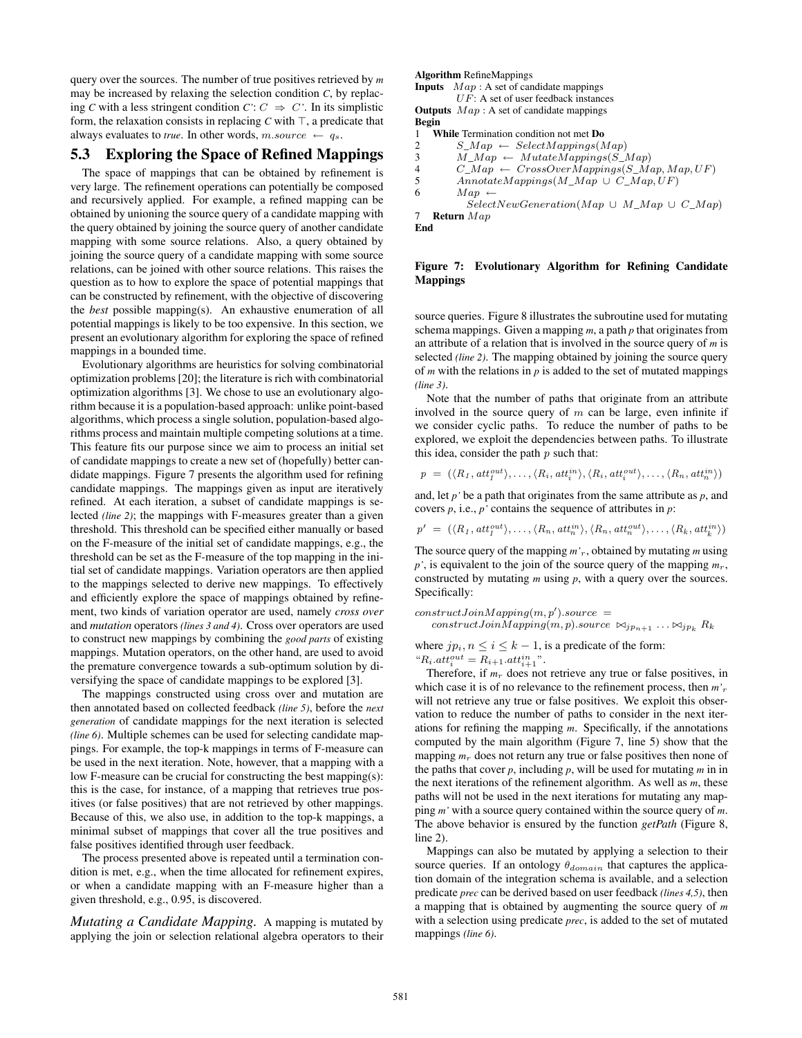query over the sources. The number of true positives retrieved by *m* may be increased by relaxing the selection condition *C*, by replacing *C* with a less stringent condition *C'*: $C \Rightarrow C'$. In its simplistic form, the relaxation consists in replacing *C* with $\top$, a predicate that always evaluates to *true*. In other words, $m.source \leftarrow q_s$.

## 5.3 Exploring the Space of Refined Mappings

The space of mappings that can be obtained by refinement is very large. The refinement operations can potentially be composed and recursively applied. For example, a refined mapping can be obtained by unioning the source query of a candidate mapping with the query obtained by joining the source query of another candidate mapping with some source relations. Also, a query obtained by joining the source query of a candidate mapping with some source relations, can be joined with other source relations. This raises the question as to how to explore the space of potential mappings that can be constructed by refinement, with the objective of discovering the *best* possible mapping(s). An exhaustive enumeration of all potential mappings is likely to be too expensive. In this section, we present an evolutionary algorithm for exploring the space of refined mappings in a bounded time.

Evolutionary algorithms are heuristics for solving combinatorial optimization problems [20]; the literature is rich with combinatorial optimization algorithms [3]. We chose to use an evolutionary algorithm because it is a population-based approach: unlike point-based algorithms, which process a single solution, population-based algorithms process and maintain multiple competing solutions at a time. This feature fits our purpose since we aim to process an initial set of candidate mappings to create a new set of (hopefully) better candidate mappings. Figure 7 presents the algorithm used for refining candidate mappings. The mappings given as input are iteratively refined. At each iteration, a subset of candidate mappings is selected *(line 2)*; the mappings with F-measures greater than a given threshold. This threshold can be specified either manually or based on the F-measure of the initial set of candidate mappings, e.g., the threshold can be set as the F-measure of the top mapping in the initial set of candidate mappings. Variation operators are then applied to the mappings selected to derive new mappings. To effectively and efficiently explore the space of mappings obtained by refinement, two kinds of variation operator are used, namely *cross over* and *mutation* operators *(lines 3 and 4)*. Cross over operators are used to construct new mappings by combining the *good parts* of existing mappings. Mutation operators, on the other hand, are used to avoid the premature convergence towards a sub-optimum solution by diversifying the space of candidate mappings to be explored [3].

The mappings constructed using cross over and mutation are then annotated based on collected feedback *(line 5)*, before the *next generation* of candidate mappings for the next iteration is selected *(line 6)*. Multiple schemes can be used for selecting candidate mappings. For example, the top-k mappings in terms of F-measure can be used in the next iteration. Note, however, that a mapping with a low F-measure can be crucial for constructing the best mapping(s): this is the case, for instance, of a mapping that retrieves true positives (or false positives) that are not retrieved by other mappings. Because of this, we also use, in addition to the top-k mappings, a minimal subset of mappings that cover all the true positives and false positives identified through user feedback.

The process presented above is repeated until a termination condition is met, e.g., when the time allocated for refinement expires, or when a candidate mapping with an F-measure higher than a given threshold, e.g., 0.95, is discovered.

*Mutating a Candidate Mapping.* A mapping is mutated by applying the join or selection relational algebra operators to their source queries. Figure 8 illustrates the subroutine used for mutating schema mappings. Given a mapping *m*, a path *p* that originates from an attribute of a relation that is involved in the source query of *m* is selected *(line 2)*. The mapping obtained by joining the source query of *m* with the relations in *p* is added to the set of mutated mappings *(line 3)*.

```
Algorithm RefineMappings
Inputs  Map : A set of candidate mappings
        UF: A set of user feedback instances
Outputs Map : A set of candidate mappings
Begin
1   While Termination condition not met Do
2       S_Map ← SelectMappings(Map)
3       M_Map ← MutateMappings(S_Map)
4       C_Map ← CrossOverMappings(S_Map, Map, UF)
5       AnnotateMappings(M_Map ∪ C_Map, UF)
6       Map ←
          SelectNewGeneration(Map ∪ M_Map ∪ C_Map)
7   Return Map
End
```

**Figure 7: Evolutionary Algorithm for Refining Candidate Mappings**

Note that the number of paths that originate from an attribute involved in the source query of $m$ can be large, even infinite if we consider cyclic paths. To reduce the number of paths to be explored, we exploit the dependencies between paths. To illustrate this idea, consider the path $p$ such that:

$$p = (\langle R_1, att_1^{out}\rangle, \ldots, \langle R_i, att_i^{in}\rangle, \langle R_i, att_i^{out}\rangle, \ldots, \langle R_n, att_n^{in}\rangle)$$

and, let *p'* be a path that originates from the same attribute as *p*, and covers *p*, i.e., *p'* contains the sequence of attributes in *p*:

$$p' = (\langle R_1, att_1^{out}\rangle, \ldots, \langle R_n, att_n^{in}\rangle, \langle R_n, att_n^{out}\rangle, \ldots, \langle R_k, att_k^{in}\rangle)$$

The source query of the mapping *m'*$_r$, obtained by mutating *m* using *p'*, is equivalent to the join of the source query of the mapping $m_r$, constructed by mutating *m* using *p*, with a query over the sources. Specifically:

$$constructJoinMapping(m, p').source = constructJoinMapping(m, p).source \bowtie_{jp_{n+1}} \ldots \bowtie_{jp_k} R_k$$

where $jp_i, n \leq i \leq k-1$, is a predicate of the form: "$R_i.att_i^{out} = R_{i+1}.att_{i+1}^{in}$".

Therefore, if $m_r$ does not retrieve any true or false positives, in which case it is of no relevance to the refinement process, then *m'*$_r$ will not retrieve any true or false positives. We exploit this observation to reduce the number of paths to consider in the next iterations for refining the mapping *m*. Specifically, if the annotations computed by the main algorithm (Figure 7, line 5) show that the mapping $m_r$ does not return any true or false positives then none of the paths that cover *p*, including *p*, will be used for mutating *m* in in the next iterations of the refinement algorithm. As well as *m*, these paths will not be used in the next iterations for mutating any mapping *m'* with a source query contained within the source query of *m*. The above behavior is ensured by the function *getPath* (Figure 8, line 2).

Mappings can also be mutated by applying a selection to their source queries. If an ontology $\theta_{domain}$ that captures the application domain of the integration schema is available, and a selection predicate *prec* can be derived based on user feedback *(lines 4,5)*, then a mapping that is obtained by augmenting the source query of *m* with a selection using predicate *prec*, is added to the set of mutated mappings *(line 6)*.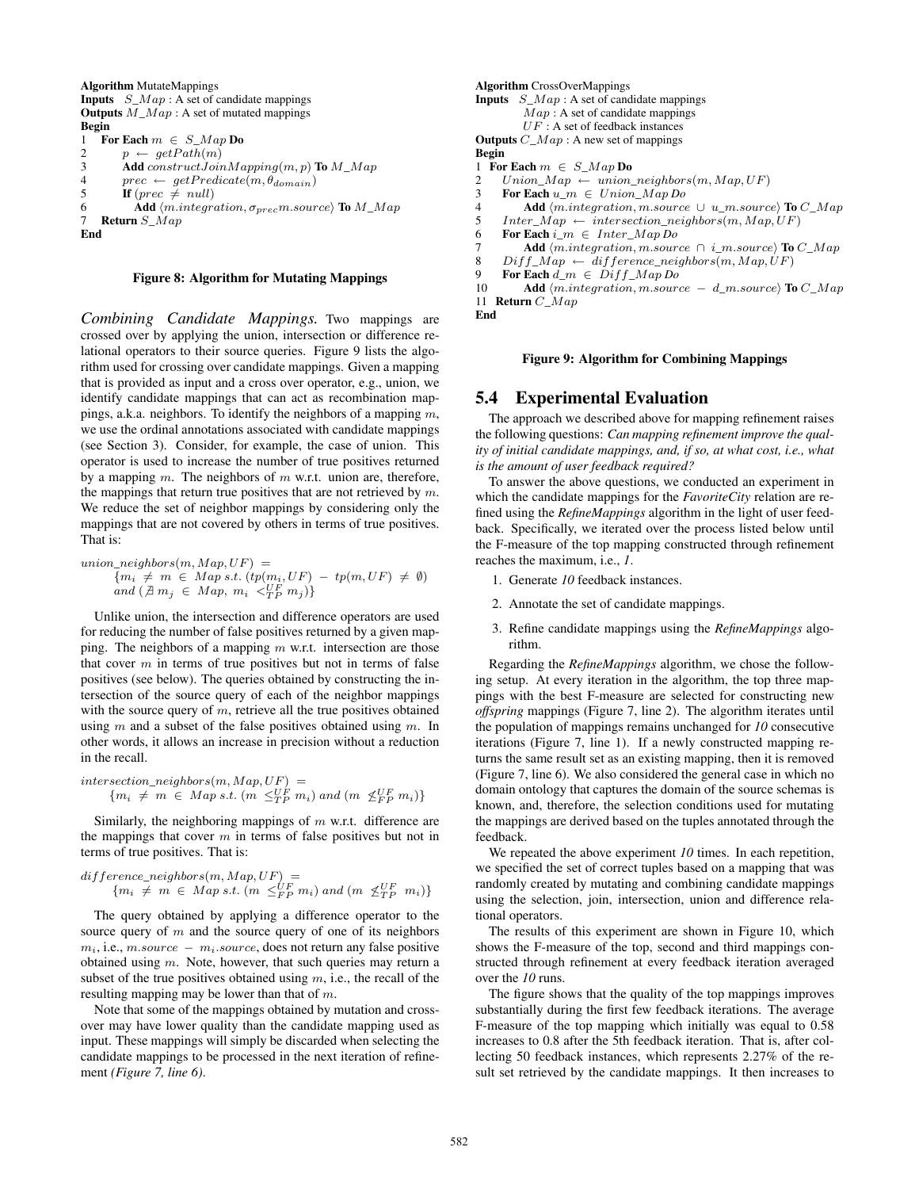**Algorithm** MutateMappings
**Inputs** $S\_Map$ : A set of candidate mappings
**Outputs** $M\_Map$ : A set of mutated mappings
**Begin**

```
1   For Each m ∈ S_Map Do
2       p ← getPath(m)
3       Add constructJoinMapping(m, p) To M_Map
4       prec ← getPredicate(m, θ_domain)
5       If (prec ≠ null)
6           Add ⟨m.integration, σ_prec m.source⟩ To M_Map
7   Return S_Map
End
```

**Figure 8: Algorithm for Mutating Mappings**

***Combining Candidate Mappings.*** Two mappings are crossed over by applying the union, intersection or difference relational operators to their source queries. Figure 9 lists the algorithm used for crossing over candidate mappings. Given a mapping that is provided as input and a cross over operator, e.g., union, we identify candidate mappings that can act as recombination mappings, a.k.a. neighbors. To identify the neighbors of a mapping $m$, we use the ordinal annotations associated with candidate mappings (see Section 3). Consider, for example, the case of union. This operator is used to increase the number of true positives returned by a mapping $m$. The neighbors of $m$ w.r.t. union are, therefore, the mappings that return true positives that are not retrieved by $m$. We reduce the set of neighbor mappings by considering only the mappings that are not covered by others in terms of true positives. That is:

$$union\_neighbors(m, Map, UF) = \{m_i \neq m \in Map \; s.t. \; (tp(m_i, UF) - tp(m, UF) \neq \emptyset) \; and \; (\nexists \, m_j \in Map, \; m_i <^{UF}_{TP} m_j)\}$$

Unlike union, the intersection and difference operators are used for reducing the number of false positives returned by a given mapping. The neighbors of a mapping $m$ w.r.t. intersection are those that cover $m$ in terms of true positives but not in terms of false positives (see below). The queries obtained by constructing the intersection of the source query of each of the neighbor mappings with the source query of $m$, retrieve all the true positives obtained using $m$ and a subset of the false positives obtained using $m$. In other words, it allows an increase in precision without a reduction in the recall.

$$intersection\_neighbors(m, Map, UF) = \{m_i \neq m \in Map \; s.t. \; (m \leq^{UF}_{TP} m_i) \; and \; (m \not\leq^{UF}_{FP} m_i)\}$$

Similarly, the neighboring mappings of $m$ w.r.t. difference are the mappings that cover $m$ in terms of false positives but not in terms of true positives. That is:

$$difference\_neighbors(m, Map, UF) = \{m_i \neq m \in Map \; s.t. \; (m \leq^{UF}_{FP} m_i) \; and \; (m \not\leq^{UF}_{TP} m_i)\}$$

The query obtained by applying a difference operator to the source query of $m$ and the source query of one of its neighbors $m_i$, i.e., $m.source - m_i.source$, does not return any false positive obtained using $m$. Note, however, that such queries may return a subset of the true positives obtained using $m$, i.e., the recall of the resulting mapping may be lower than that of $m$.

Note that some of the mappings obtained by mutation and crossover may have lower quality than the candidate mapping used as input. These mappings will simply be discarded when selecting the candidate mappings to be processed in the next iteration of refinement *(Figure 7, line 6)*.

**Algorithm** CrossOverMappings
**Inputs** $S\_Map$ : A set of candidate mappings
$Map$ : A set of candidate mappings
$UF$ : A set of feedback instances
**Outputs** $C\_Map$ : A new set of mappings
**Begin**

```
1  For Each m ∈ S_Map Do
2     Union_Map ← union_neighbors(m, Map, UF)
3     For Each u_m ∈ Union_Map Do
4         Add ⟨m.integration, m.source ∪ u_m.source⟩ To C_Map
5     Inter_Map ← intersection_neighbors(m, Map, UF)
6     For Each i_m ∈ Inter_Map Do
7         Add ⟨m.integration, m.source ∩ i_m.source⟩ To C_Map
8     Diff_Map ← difference_neighbors(m, Map, UF)
9     For Each d_m ∈ Diff_Map Do
10        Add ⟨m.integration, m.source − d_m.source⟩ To C_Map
11 Return C_Map
End
```

**Figure 9: Algorithm for Combining Mappings**

## 5.4 Experimental Evaluation

The approach we described above for mapping refinement raises the following questions: *Can mapping refinement improve the quality of initial candidate mappings, and, if so, at what cost, i.e., what is the amount of user feedback required?*

To answer the above questions, we conducted an experiment in which the candidate mappings for the *FavoriteCity* relation are refined using the *RefineMappings* algorithm in the light of user feedback. Specifically, we iterated over the process listed below until the F-measure of the top mapping constructed through refinement reaches the maximum, i.e., *1*.

1. Generate *10* feedback instances.
2. Annotate the set of candidate mappings.
3. Refine candidate mappings using the *RefineMappings* algorithm.

Regarding the *RefineMappings* algorithm, we chose the following setup. At every iteration in the algorithm, the top three mappings with the best F-measure are selected for constructing new *offspring* mappings (Figure 7, line 2). The algorithm iterates until the population of mappings remains unchanged for *10* consecutive iterations (Figure 7, line 1). If a newly constructed mapping returns the same result set as an existing mapping, then it is removed (Figure 7, line 6). We also considered the general case in which no domain ontology that captures the domain of the source schemas is known, and, therefore, the selection conditions used for mutating the mappings are derived based on the tuples annotated through the feedback.

We repeated the above experiment *10* times. In each repetition, we specified the set of correct tuples based on a mapping that was randomly created by mutating and combining candidate mappings using the selection, join, intersection, union and difference relational operators.

The results of this experiment are shown in Figure 10, which shows the F-measure of the top, second and third mappings constructed through refinement at every feedback iteration averaged over the *10* runs.

The figure shows that the quality of the top mappings improves substantially during the first few feedback iterations. The average F-measure of the top mapping which initially was equal to 0.58 increases to 0.8 after the 5th feedback iteration. That is, after collecting 50 feedback instances, which represents 2.27% of the result set retrieved by the candidate mappings. It then increases to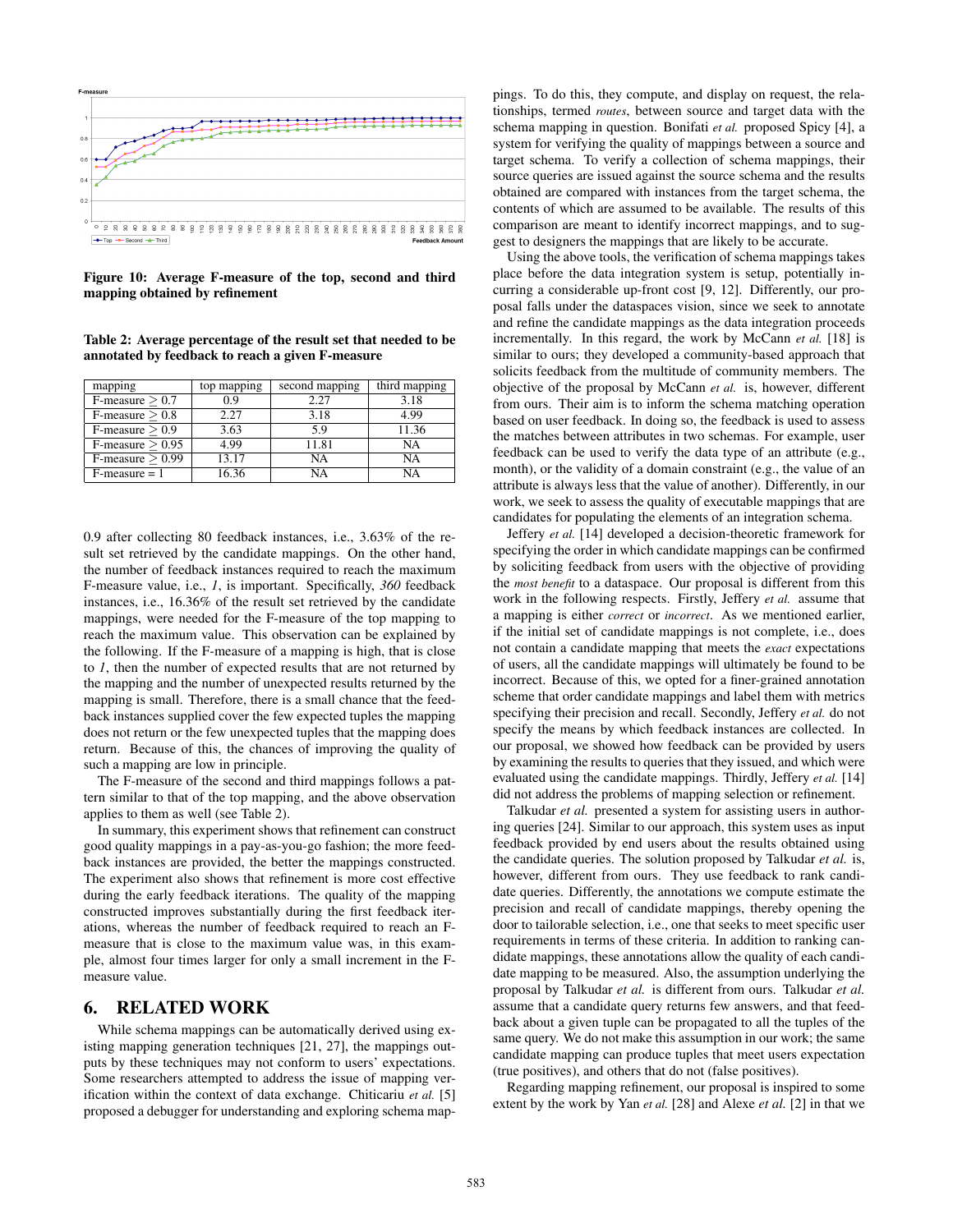Figure 10: Average F-measure of the top, second and third mapping obtained by refinement

Table 2: Average percentage of the result set that needed to be annotated by feedback to reach a given F-measure

| mapping | top mapping | second mapping | third mapping |
|---|---|---|---|
| F-measure ≥ 0.7 | 0.9 | 2.27 | 3.18 |
| F-measure ≥ 0.8 | 2.27 | 3.18 | 4.99 |
| F-measure ≥ 0.9 | 3.63 | 5.9 | 11.36 |
| F-measure ≥ 0.95 | 4.99 | 11.81 | NA |
| F-measure ≥ 0.99 | 13.17 | NA | NA |
| F-measure = 1 | 16.36 | NA | NA |

0.9 after collecting 80 feedback instances, i.e., 3.63% of the result set retrieved by the candidate mappings. On the other hand, the number of feedback instances required to reach the maximum F-measure value, i.e., *1*, is important. Specifically, *360* feedback instances, i.e., 16.36% of the result set retrieved by the candidate mappings, were needed for the F-measure of the top mapping to reach the maximum value. This observation can be explained by the following. If the F-measure of a mapping is high, that is close to *1*, then the number of expected results that are not returned by the mapping and the number of unexpected results returned by the mapping is small. Therefore, there is a small chance that the feedback instances supplied cover the few expected tuples the mapping does not return or the few unexpected tuples that the mapping does return. Because of this, the chances of improving the quality of such a mapping are low in principle.

The F-measure of the second and third mappings follows a pattern similar to that of the top mapping, and the above observation applies to them as well (see Table 2).

In summary, this experiment shows that refinement can construct good quality mappings in a pay-as-you-go fashion; the more feedback instances are provided, the better the mappings constructed. The experiment also shows that refinement is more cost effective during the early feedback iterations. The quality of the mapping constructed improves substantially during the first feedback iterations, whereas the number of feedback required to reach an F-measure that is close to the maximum value was, in this example, almost four times larger for only a small increment in the F-measure value.

## 6. RELATED WORK

While schema mappings can be automatically derived using existing mapping generation techniques [21, 27], the mappings outputs by these techniques may not conform to users' expectations. Some researchers attempted to address the issue of mapping verification within the context of data exchange. Chiticariu *et al.* [5] proposed a debugger for understanding and exploring schema mappings. To do this, they compute, and display on request, the relationships, termed *routes*, between source and target data with the schema mapping in question. Bonifati *et al.* proposed Spicy [4], a system for verifying the quality of mappings between a source and target schema. To verify a collection of schema mappings, their source queries are issued against the source schema and the results obtained are compared with instances from the target schema, the contents of which are assumed to be available. The results of this comparison are meant to identify incorrect mappings, and to suggest to designers the mappings that are likely to be accurate.

Using the above tools, the verification of schema mappings takes place before the data integration system is setup, potentially incurring a considerable up-front cost [9, 12]. Differently, our proposal falls under the dataspaces vision, since we seek to annotate and refine the candidate mappings as the data integration proceeds incrementally. In this regard, the work by McCann *et al.* [18] is similar to ours; they developed a community-based approach that solicits feedback from the multitude of community members. The objective of the proposal by McCann *et al.* is, however, different from ours. Their aim is to inform the schema matching operation based on user feedback. In doing so, the feedback is used to assess the matches between attributes in two schemas. For example, user feedback can be used to verify the data type of an attribute (e.g., month), or the validity of a domain constraint (e.g., the value of an attribute is always less that the value of another). Differently, in our work, we seek to assess the quality of executable mappings that are candidates for populating the elements of an integration schema.

Jeffery *et al.* [14] developed a decision-theoretic framework for specifying the order in which candidate mappings can be confirmed by soliciting feedback from users with the objective of providing the *most benefit* to a dataspace. Our proposal is different from this work in the following respects. Firstly, Jeffery *et al.* assume that a mapping is either *correct* or *incorrect*. As we mentioned earlier, if the initial set of candidate mappings is not complete, i.e., does not contain a candidate mapping that meets the *exact* expectations of users, all the candidate mappings will ultimately be found to be incorrect. Because of this, we opted for a finer-grained annotation scheme that order candidate mappings and label them with metrics specifying their precision and recall. Secondly, Jeffery *et al.* do not specify the means by which feedback instances are collected. In our proposal, we showed how feedback can be provided by users by examining the results to queries that they issued, and which were evaluated using the candidate mappings. Thirdly, Jeffery *et al.* [14] did not address the problems of mapping selection or refinement.

Talkudar *et al.* presented a system for assisting users in authoring queries [24]. Similar to our approach, this system uses as input feedback provided by end users about the results obtained using the candidate queries. The solution proposed by Talkudar *et al.* is, however, different from ours. They use feedback to rank candidate queries. Differently, the annotations we compute estimate the precision and recall of candidate mappings, thereby opening the door to tailorable selection, i.e., one that seeks to meet specific user requirements in terms of these criteria. In addition to ranking candidate mappings, these annotations allow the quality of each candidate mapping to be measured. Also, the assumption underlying the proposal by Talkudar *et al.* is different from ours. Talkudar *et al.* assume that a candidate query returns few answers, and that feedback about a given tuple can be propagated to all the tuples of the same query. We do not make this assumption in our work; the same candidate mapping can produce tuples that meet users expectation (true positives), and others that do not (false positives).

Regarding mapping refinement, our proposal is inspired to some extent by the work by Yan *et al.* [28] and Alexe *et al.* [2] in that we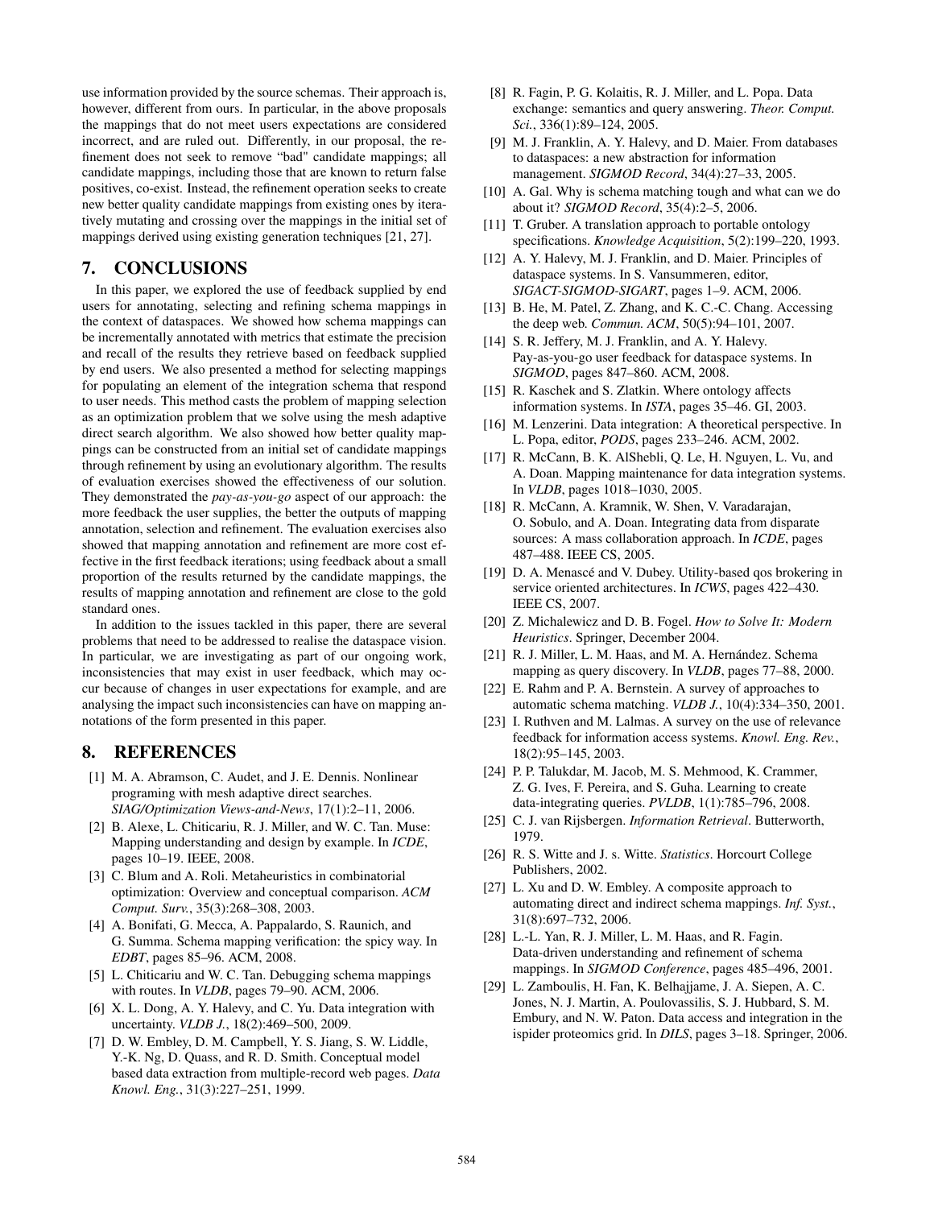use information provided by the source schemas. Their approach is, however, different from ours. In particular, in the above proposals the mappings that do not meet users expectations are considered incorrect, and are ruled out. Differently, in our proposal, the refinement does not seek to remove "bad" candidate mappings; all candidate mappings, including those that are known to return false positives, co-exist. Instead, the refinement operation seeks to create new better quality candidate mappings from existing ones by iteratively mutating and crossing over the mappings in the initial set of mappings derived using existing generation techniques [21, 27].

## 7. CONCLUSIONS

In this paper, we explored the use of feedback supplied by end users for annotating, selecting and refining schema mappings in the context of dataspaces. We showed how schema mappings can be incrementally annotated with metrics that estimate the precision and recall of the results they retrieve based on feedback supplied by end users. We also presented a method for selecting mappings for populating an element of the integration schema that respond to user needs. This method casts the problem of mapping selection as an optimization problem that we solve using the mesh adaptive direct search algorithm. We also showed how better quality mappings can be constructed from an initial set of candidate mappings through refinement by using an evolutionary algorithm. The results of evaluation exercises showed the effectiveness of our solution. They demonstrated the *pay-as-you-go* aspect of our approach: the more feedback the user supplies, the better the outputs of mapping annotation, selection and refinement. The evaluation exercises also showed that mapping annotation and refinement are more cost effective in the first feedback iterations; using feedback about a small proportion of the results returned by the candidate mappings, the results of mapping annotation and refinement are close to the gold standard ones.

In addition to the issues tackled in this paper, there are several problems that need to be addressed to realise the dataspace vision. In particular, we are investigating as part of our ongoing work, inconsistencies that may exist in user feedback, which may occur because of changes in user expectations for example, and are analysing the impact such inconsistencies can have on mapping annotations of the form presented in this paper.

## 8. REFERENCES

[1] M. A. Abramson, C. Audet, and J. E. Dennis. Nonlinear programing with mesh adaptive direct searches. *SIAG/Optimization Views-and-News*, 17(1):2–11, 2006.

[2] B. Alexe, L. Chiticariu, R. J. Miller, and W. C. Tan. Muse: Mapping understanding and design by example. In *ICDE*, pages 10–19. IEEE, 2008.

[3] C. Blum and A. Roli. Metaheuristics in combinatorial optimization: Overview and conceptual comparison. *ACM Comput. Surv.*, 35(3):268–308, 2003.

[4] A. Bonifati, G. Mecca, A. Pappalardo, S. Raunich, and G. Summa. Schema mapping verification: the spicy way. In *EDBT*, pages 85–96. ACM, 2008.

[5] L. Chiticariu and W. C. Tan. Debugging schema mappings with routes. In *VLDB*, pages 79–90. ACM, 2006.

[6] X. L. Dong, A. Y. Halevy, and C. Yu. Data integration with uncertainty. *VLDB J.*, 18(2):469–500, 2009.

[7] D. W. Embley, D. M. Campbell, Y. S. Jiang, S. W. Liddle, Y.-K. Ng, D. Quass, and R. D. Smith. Conceptual model based data extraction from multiple-record web pages. *Data Knowl. Eng.*, 31(3):227–251, 1999.

[8] R. Fagin, P. G. Kolaitis, R. J. Miller, and L. Popa. Data exchange: semantics and query answering. *Theor. Comput. Sci.*, 336(1):89–124, 2005.

[9] M. J. Franklin, A. Y. Halevy, and D. Maier. From databases to dataspaces: a new abstraction for information management. *SIGMOD Record*, 34(4):27–33, 2005.

[10] A. Gal. Why is schema matching tough and what can we do about it? *SIGMOD Record*, 35(4):2–5, 2006.

[11] T. Gruber. A translation approach to portable ontology specifications. *Knowledge Acquisition*, 5(2):199–220, 1993.

[12] A. Y. Halevy, M. J. Franklin, and D. Maier. Principles of dataspace systems. In S. Vansummeren, editor, *SIGACT-SIGMOD-SIGART*, pages 1–9. ACM, 2006.

[13] B. He, M. Patel, Z. Zhang, and K. C.-C. Chang. Accessing the deep web. *Commun. ACM*, 50(5):94–101, 2007.

[14] S. R. Jeffery, M. J. Franklin, and A. Y. Halevy. Pay-as-you-go user feedback for dataspace systems. In *SIGMOD*, pages 847–860. ACM, 2008.

[15] R. Kaschek and S. Zlatkin. Where ontology affects information systems. In *ISTA*, pages 35–46. GI, 2003.

[16] M. Lenzerini. Data integration: A theoretical perspective. In L. Popa, editor, *PODS*, pages 233–246. ACM, 2002.

[17] R. McCann, B. K. AlShebli, Q. Le, H. Nguyen, L. Vu, and A. Doan. Mapping maintenance for data integration systems. In *VLDB*, pages 1018–1030, 2005.

[18] R. McCann, A. Kramnik, W. Shen, V. Varadarajan, O. Sobulo, and A. Doan. Integrating data from disparate sources: A mass collaboration approach. In *ICDE*, pages 487–488. IEEE CS, 2005.

[19] D. A. Menascé and V. Dubey. Utility-based qos brokering in service oriented architectures. In *ICWS*, pages 422–430. IEEE CS, 2007.

[20] Z. Michalewicz and D. B. Fogel. *How to Solve It: Modern Heuristics*. Springer, December 2004.

[21] R. J. Miller, L. M. Haas, and M. A. Hernández. Schema mapping as query discovery. In *VLDB*, pages 77–88, 2000.

[22] E. Rahm and P. A. Bernstein. A survey of approaches to automatic schema matching. *VLDB J.*, 10(4):334–350, 2001.

[23] I. Ruthven and M. Lalmas. A survey on the use of relevance feedback for information access systems. *Knowl. Eng. Rev.*, 18(2):95–145, 2003.

[24] P. P. Talukdar, M. Jacob, M. S. Mehmood, K. Crammer, Z. G. Ives, F. Pereira, and S. Guha. Learning to create data-integrating queries. *PVLDB*, 1(1):785–796, 2008.

[25] C. J. van Rijsbergen. *Information Retrieval*. Butterworth, 1979.

[26] R. S. Witte and J. s. Witte. *Statistics*. Horcourt College Publishers, 2002.

[27] L. Xu and D. W. Embley. A composite approach to automating direct and indirect schema mappings. *Inf. Syst.*, 31(8):697–732, 2006.

[28] L.-L. Yan, R. J. Miller, L. M. Haas, and R. Fagin. Data-driven understanding and refinement of schema mappings. In *SIGMOD Conference*, pages 485–496, 2001.

[29] L. Zamboulis, H. Fan, K. Belhajjame, J. A. Siepen, A. C. Jones, N. J. Martin, A. Poulovassilis, S. J. Hubbard, S. M. Embury, and N. W. Paton. Data access and integration in the ispider proteomics grid. In *DILS*, pages 3–18. Springer, 2006.